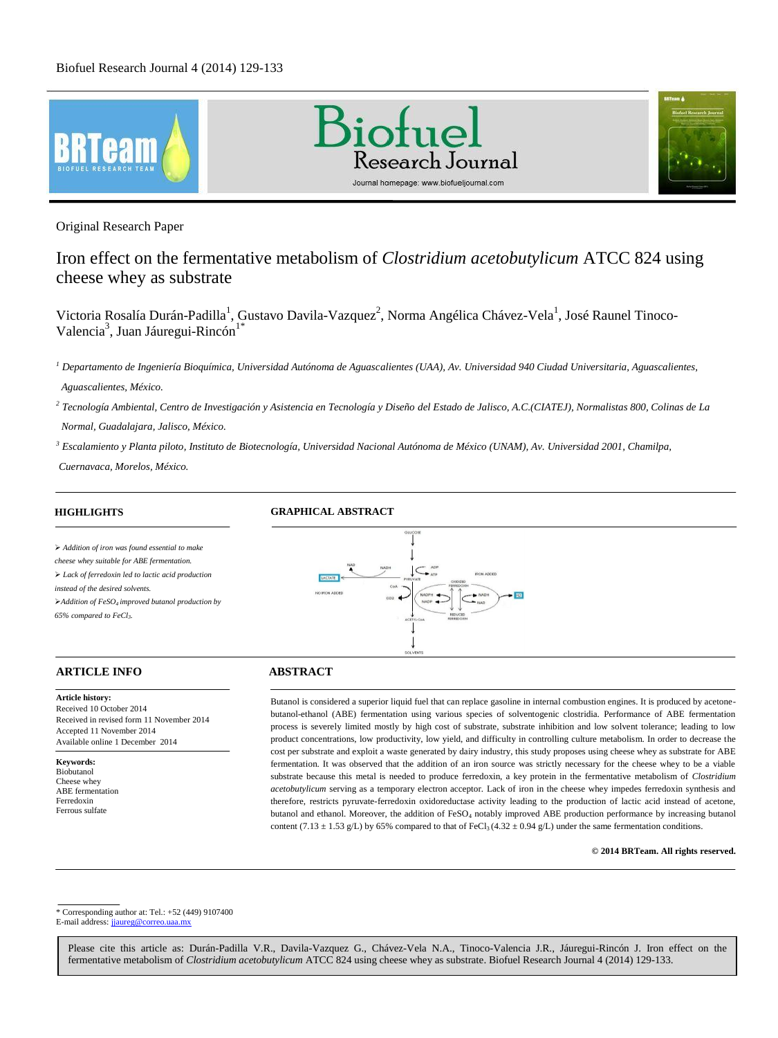Original Research Paper

# Iron effect on the fermentative metabolism of *Clostridium acetobutylicum* ATCC 824 using cheese whey as substrate

Victoria Rosalía Durán-Padilla[1], Gustavo Davila-Vazquez[2], Norma Angélica Chávez-Vela[1], José Raunel Tinoco-Valencia[3], Juan Jáuregui-Rincón[1*]

[1] *Departamento de Ingeniería Bioquímica, Universidad Autónoma de Aguascalientes (UAA), Av. Universidad 940 Ciudad Universitaria, Aguascalientes, Aguascalientes, México.*

[2] *Tecnología Ambiental, Centro de Investigación y Asistencia en Tecnología y Diseño del Estado de Jalisco, A.C.(CIATEJ), Normalistas 800, Colinas de La Normal, Guadalajara, Jalisco, México.*

[3] *Escalamiento y Planta piloto, Instituto de Biotecnología, Universidad Nacional Autónoma de México (UNAM), Av. Universidad 2001, Chamilpa, Cuernavaca, Morelos, México.*

## HIGHLIGHTS

- *Addition of iron was found essential to make cheese whey suitable for ABE fermentation.*
- *Lack of ferredoxin led to lactic acid production instead of the desired solvents.*
- *Addition of $FeSO_4$ improved butanol production by 65% compared to $FeCl_3$.*

## GRAPHICAL ABSTRACT

## ARTICLE INFO

**Article history:**
Received 10 October 2014
Received in revised form 11 November 2014
Accepted 11 November 2014
Available online 1 December 2014

**Keywords:**
Biobutanol
Cheese whey
ABE fermentation
Ferredoxin
Ferrous sulfate

## ABSTRACT

Butanol is considered a superior liquid fuel that can replace gasoline in internal combustion engines. It is produced by acetone-butanol-ethanol (ABE) fermentation using various species of solventogenic clostridia. Performance of ABE fermentation process is severely limited mostly by high cost of substrate, substrate inhibition and low solvent tolerance; leading to low product concentrations, low productivity, low yield, and difficulty in controlling culture metabolism. In order to decrease the cost per substrate and exploit a waste generated by dairy industry, this study proposes using cheese whey as substrate for ABE fermentation. It was observed that the addition of an iron source was strictly necessary for the cheese whey to be a viable substrate because this metal is needed to produce ferredoxin, a key protein in the fermentative metabolism of *Clostridium acetobutylicum* serving as a temporary electron acceptor. Lack of iron in the cheese whey impedes ferredoxin synthesis and therefore, restricts pyruvate-ferredoxin oxidoreductase activity leading to the production of lactic acid instead of acetone, butanol and ethanol. Moreover, the addition of $FeSO_4$ notably improved ABE production performance by increasing butanol content ($7.13 \pm 1.53$ g/L) by 65% compared to that of $FeCl_3$ ($4.32 \pm 0.94$ g/L) under the same fermentation conditions.

**© 2014 BRTeam. All rights reserved.**

\* Corresponding author at: Tel.: +52 (449) 9107400
E-mail address: jjaureg@correo.uaa.mx

Please cite this article as: Durán-Padilla V.R., Davila-Vazquez G., Chávez-Vela N.A., Tinoco-Valencia J.R., Jáuregui-Rincón J. Iron effect on the fermentative metabolism of *Clostridium acetobutylicum* ATCC 824 using cheese whey as substrate. Biofuel Research Journal 4 (2014) 129-133.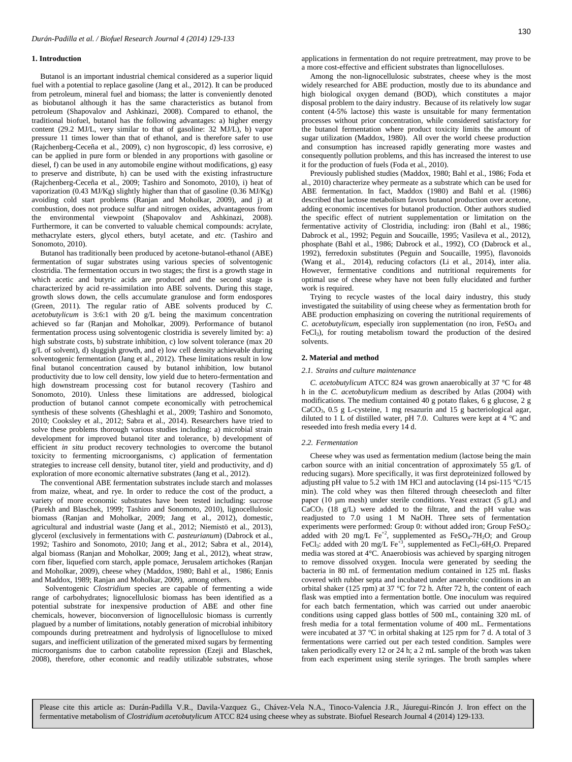## 1. Introduction

Butanol is an important industrial chemical considered as a superior liquid fuel with a potential to replace gasoline (Jang et al., 2012). It can be produced from petroleum, mineral fuel and biomass; the latter is conveniently denoted as biobutanol although it has the same characteristics as butanol from petroleum (Shapovalov and Ashkinazi, 2008). Compared to ethanol, the traditional biofuel, butanol has the following advantages: a) higher energy content (29.2 MJ/L, very similar to that of gasoline: 32 MJ/L), b) vapor pressure 11 times lower than that of ethanol, and is therefore safer to use (Rajchenberg-Ceceña et al., 2009), c) non hygroscopic, d) less corrosive, e) can be applied in pure form or blended in any proportions with gasoline or diesel, f) can be used in any automobile engine without modifications, g) easy to preserve and distribute, h) can be used with the existing infrastructure (Rajchenberg-Ceceña et al., 2009; Tashiro and Sonomoto, 2010), i) heat of vaporization (0.43 MJ/Kg) slightly higher than that of gasoline (0.36 MJ/Kg) avoiding cold start problems (Ranjan and Moholkar, 2009), and j) at combustion, does not produce sulfur and nitrogen oxides, advantageous from the environmental viewpoint (Shapovalov and Ashkinazi, 2008). Furthermore, it can be converted to valuable chemical compounds: acrylate, methacrylate esters, glycol ethers, butyl acetate, and *etc.* (Tashiro and Sonomoto, 2010).

Butanol has traditionally been produced by acetone-butanol-ethanol (ABE) fermentation of sugar substrates using various species of solventogenic clostridia. The fermentation occurs in two stages; the first is a growth stage in which acetic and butyric acids are produced and the second stage is characterized by acid re-assimilation into ABE solvents. During this stage, growth slows down, the cells accumulate granulose and form endospores (Green, 2011). The regular ratio of ABE solvents produced by *C. acetobutylicum* is 3:6:1 with 20 g/L being the maximum concentration achieved so far (Ranjan and Moholkar, 2009). Performance of butanol fermentation process using solventogenic clostridia is severely limited by: a) high substrate costs, b) substrate inhibition, c) low solvent tolerance (max 20 g/L of solvent), d) sluggish growth, and e) low cell density achievable during solventogenic fermentation (Jang et al., 2012). These limitations result in low final butanol concentration caused by butanol inhibition, low butanol productivity due to low cell density, low yield due to hetero-fermentation and high downstream processing cost for butanol recovery (Tashiro and Sonomoto, 2010). Unless these limitations are addressed, biological production of butanol cannot compete economically with petrochemical synthesis of these solvents (Gheshlaghi et al., 2009; Tashiro and Sonomoto, 2010; Cooksley et al., 2012; Sabra et al., 2014). Researchers have tried to solve these problems thorough various studies including: a) microbial strain development for improved butanol titer and tolerance, b) development of efficient *in situ* product recovery technologies to overcome the butanol toxicity to fermenting microorganisms, c) application of fermentation strategies to increase cell density, butanol titer, yield and productivity, and d) exploration of more economic alternative substrates (Jang et al., 2012).

The conventional ABE fermentation substrates include starch and molasses from maize, wheat, and rye. In order to reduce the cost of the product, a variety of more economic substrates have been tested including: sucrose (Parekh and Blaschek, 1999; Tashiro and Sonomoto, 2010), lignocellulosic biomass (Ranjan and Moholkar, 2009; Jang et al., 2012), domestic, agricultural and industrial waste (Jang et al., 2012; Niemistö et al., 2013), glycerol (exclusively in fermentations with *C. pasteurianum*) (Dabrock et al., 1992; Tashiro and Sonomoto, 2010; Jang et al., 2012; Sabra et al., 2014), algal biomass (Ranjan and Moholkar, 2009; Jang et al., 2012), wheat straw, corn fiber, liquefied corn starch, apple pomace, Jerusalem artichokes (Ranjan and Moholkar, 2009), cheese whey (Maddox, 1980; Bahl et al., 1986; Ennis and Maddox, 1989; Ranjan and Moholkar, 2009), among others.

Solventogenic *Clostridium* species are capable of fermenting a wide range of carbohydrates; lignocellulosic biomass has been identified as a potential substrate for inexpensive production of ABE and other fine chemicals, however, bioconversion of lignocellulosic biomass is currently plagued by a number of limitations, notably generation of microbial inhibitory compounds during pretreatment and hydrolysis of lignocellulose to mixed sugars, and inefficient utilization of the generated mixed sugars by fermenting microorganisms due to carbon catabolite repression (Ezeji and Blaschek, 2008), therefore, other economic and readily utilizable substrates, whose applications in fermentation do not require pretreatment, may prove to be a more cost-effective and efficient substrates than lignocelluloses.

Among the non-lignocellulosic substrates, cheese whey is the most widely researched for ABE production, mostly due to its abundance and high biological oxygen demand (BOD), which constitutes a major disposal problem to the dairy industry. Because of its relatively low sugar content (4-5% lactose) this waste is unsuitable for many fermentation processes without prior concentration, while considered satisfactory for the butanol fermentation where product toxicity limits the amount of sugar utilization (Maddox, 1980). All over the world cheese production and consumption has increased rapidly generating more wastes and consequently pollution problems, and this has increased the interest to use it for the production of fuels (Foda et al., 2010).

Previously published studies (Maddox, 1980; Bahl et al., 1986; Foda et al., 2010) characterize whey permeate as a substrate which can be used for ABE fermentation. In fact, Maddox (1980) and Bahl et al. (1986) described that lactose metabolism favors butanol production over acetone, adding economic incentives for butanol production. Other authors studied the specific effect of nutrient supplementation or limitation on the fermentative activity of Clostridia, including: iron (Bahl et al., 1986; Dabrock et al., 1992; Peguin and Soucaille, 1995; Vasileva et al., 2012), phosphate (Bahl et al., 1986; Dabrock et al., 1992), CO (Dabrock et al., 1992), ferredoxin substitutes (Peguin and Soucaille, 1995), flavonoids (Wang et al., 2014), reducing cofactors (Li et al., 2014), inter alia. However, fermentative conditions and nutritional requirements for optimal use of cheese whey have not been fully elucidated and further work is required.

Trying to recycle wastes of the local dairy industry, this study investigated the suitability of using cheese whey as fermentation broth for ABE production emphasizing on covering the nutritional requirements of *C. acetobutylicum*, especially iron supplementation (no iron, $FeSO_4$ and $FeCl_3$), for routing metabolism toward the production of the desired solvents.

## 2. Material and method

### 2.1. Strains and culture maintenance

*C. acetobutylicum* ATCC 824 was grown anaerobically at 37 °C for 48 h in the *C. acetobutylicum* medium as described by Atlas (2004) with modifications. The medium contained 40 g potato flakes, 6 g glucose, 2 g $CaCO_3$, 0.5 g L-cysteine, 1 mg resazurin and 15 g bacteriological agar, diluted to 1 L of distilled water, pH 7.0. Cultures were kept at 4 °C and reseeded into fresh media every 14 d.

### 2.2. Fermentation

Cheese whey was used as fermentation medium (lactose being the main carbon source with an initial concentration of approximately 55 g/L of reducing sugars). More specifically, it was first deproteinized followed by adjusting pH value to 5.2 with 1M HCl and autoclaving (14 psi-115 °C/15 min). The cold whey was then filtered through cheesecloth and filter paper (10 µm mesh) under sterile conditions. Yeast extract (5 g/L) and $CaCO_3$ (18 g/L) were added to the filtrate, and the pH value was readjusted to 7.0 using 1 M NaOH. Three sets of fermentation experiments were performed: Group 0: without added iron; Group $FeSO_4$: added with 20 mg/L $Fe^{+2}$, supplemented as $FeSO_4$-$7H_2O$; and Group $FeCl_3$: added with 20 mg/L $Fe^{+3}$, supplemented as $FeCl_3$-$6H_2O$. Prepared media was stored at 4°C. Anaerobiosis was achieved by sparging nitrogen to remove dissolved oxygen. Inocula were generated by seeding the bacteria in 80 mL of fermentation medium contained in 125 mL flasks covered with rubber septa and incubated under anaerobic conditions in an orbital shaker (125 rpm) at 37 °C for 72 h. After 72 h, the content of each flask was emptied into a fermentation bottle. One inoculum was required for each batch fermentation, which was carried out under anaerobic conditions using capped glass bottles of 500 mL, containing 320 mL of fresh media for a total fermentation volume of 400 mL. Fermentations were incubated at 37 °C in orbital shaking at 125 rpm for 7 d. A total of 3 fermentations were carried out per each tested condition. Samples were taken periodically every 12 or 24 h; a 2 mL sample of the broth was taken from each experiment using sterile syringes. The broth samples where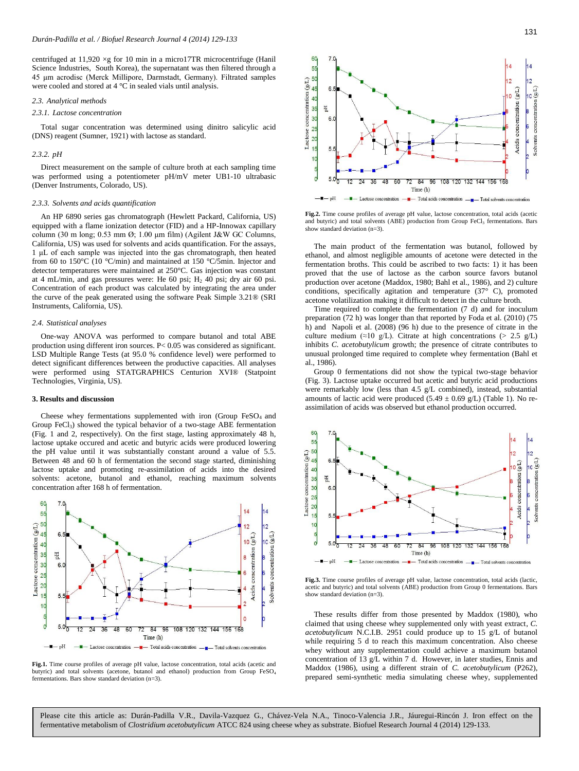centrifuged at 11,920 ×g for 10 min in a micro17TR microcentrifuge (Hanil Science Industries, South Korea), the supernatant was then filtered through a 45 µm acrodisc (Merck Millipore, Darmstadt, Germany). Filtrated samples were cooled and stored at 4 °C in sealed vials until analysis.

### 2.3. Analytical methods

#### 2.3.1. Lactose concentration

Total sugar concentration was determined using dinitro salicylic acid (DNS) reagent (Sumner, 1921) with lactose as standard.

#### 2.3.2. pH

Direct measurement on the sample of culture broth at each sampling time was performed using a potentiometer pH/mV meter UB1-10 ultrabasic (Denver Instruments, Colorado, US).

#### 2.3.3. Solvents and acids quantification

An HP 6890 series gas chromatograph (Hewlett Packard, California, US) equipped with a flame ionization detector (FID) and a HP-Innowax capillary column (30 m long; 0.53 mm Ø; 1.00 µm film) (Agilent J&W GC Columns, California, US) was used for solvents and acids quantification. For the assays, 1 µL of each sample was injected into the gas chromatograph, then heated from 60 to 150°C (10 °C/min) and maintained at 150 °C/5min. Injector and detector temperatures were maintained at 250°C. Gas injection was constant at 4 mL/min, and gas pressures were: He 60 psi; $H_2$ 40 psi; dry air 60 psi. Concentration of each product was calculated by integrating the area under the curve of the peak generated using the software Peak Simple 3.21® (SRI Instruments, California, US).

### 2.4. Statistical analyses

One-way ANOVA was performed to compare butanol and total ABE production using different iron sources. P< 0.05 was considered as significant. LSD Multiple Range Tests (at 95.0 % confidence level) were performed to detect significant differences between the productive capacities. All analyses were performed using STATGRAPHICS Centurion XVI® (Statpoint Technologies, Virginia, US).

## 3. Results and discussion

Cheese whey fermentations supplemented with iron (Group $FeSO_4$ and Group $FeCl_3$) showed the typical behavior of a two-stage ABE fermentation (Fig. 1 and 2, respectively). On the first stage, lasting approximately 48 h, lactose uptake occured and acetic and butyric acids were produced lowering the pH value until it was substantially constant around a value of 5.5. Between 48 and 60 h of fermentation the second stage started, diminishing lactose uptake and promoting re-assimilation of acids into the desired solvents: acetone, butanol and ethanol, reaching maximum solvents concentration after 168 h of fermentation.

**Fig.1.** Time course profiles of average pH value, lactose concentration, total acids (acetic and butyric) and total solvents (acetone, butanol and ethanol) production from Group $FeSO_4$ fermentations. Bars show standard deviation (n=3).

**Fig.2.** Time course profiles of average pH value, lactose concentration, total acids (acetic and butyric) and total solvents (ABE) production from Group $FeCl_3$ fermentations. Bars show standard deviation (n=3).

The main product of the fermentation was butanol, followed by ethanol, and almost negligible amounts of acetone were detected in the fermentation broths. This could be ascribed to two facts: 1) it has been proved that the use of lactose as the carbon source favors butanol production over acetone (Maddox, 1980; Bahl et al., 1986), and 2) culture conditions, specifically agitation and temperature (37° C), promoted acetone volatilization making it difficult to detect in the culture broth.

Time required to complete the fermentation (7 d) and for inoculum preparation (72 h) was longer than that reported by Foda et al. (2010) (75 h) and Napoli et al. (2008) (96 h) due to the presence of citrate in the culture medium (≈10 g/L). Citrate at high concentrations (> 2.5 g/L) inhibits *C. acetobutylicum* growth; the presence of citrate contributes to unusual prolonged time required to complete whey fermentation (Bahl et al., 1986).

Group 0 fermentations did not show the typical two-stage behavior (Fig. 3). Lactose uptake occurred but acetic and butyric acid productions were remarkably low (less than 4.5 g/L combined), instead, substantial amounts of lactic acid were produced (5.49 ± 0.69 g/L) (Table 1). No re-assimilation of acids was observed but ethanol production occurred.

**Fig.3.** Time course profiles of average pH value, lactose concentration, total acids (lactic, acetic and butyric) and total solvents (ABE) production from Group 0 fermentations. Bars show standard deviation (n=3).

These results differ from those presented by Maddox (1980), who claimed that using cheese whey supplemented only with yeast extract, *C. acetobutylicum* N.C.I.B. 2951 could produce up to 15 g/L of butanol while requiring 5 d to reach this maximum concentration. Also cheese whey without any supplementation could achieve a maximum butanol concentration of 13 g/L within 7 d. However, in later studies, Ennis and Maddox (1986), using a different strain of *C. acetobutylicum* (P262), prepared semi-synthetic media simulating cheese whey, supplemented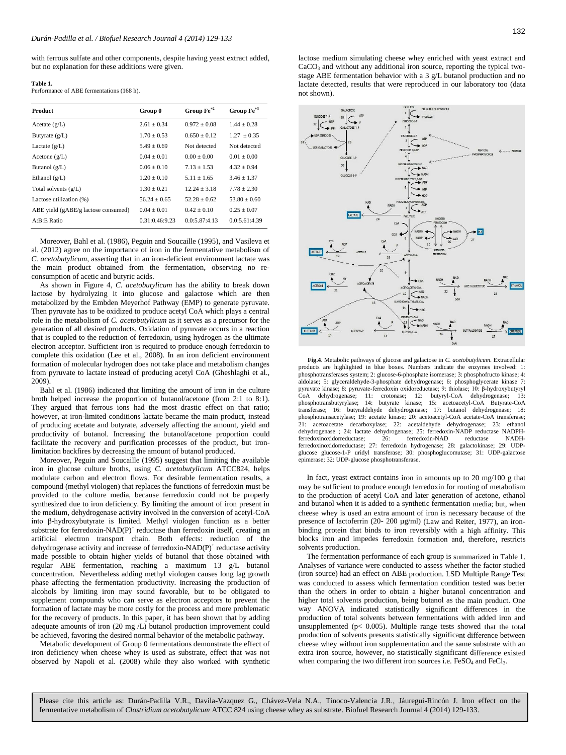with ferrous sulfate and other components, despite having yeast extract added, but no explanation for these additions were given.

**Table 1.**
Performance of ABE fermentations (168 h).

| Product | Group 0 | Group $Fe^{+2}$ | Group $Fe^{+3}$ |
|---|---|---|---|
| Acetate (g/L) | 2.61 ± 0.34 | 0.972 ± 0.08 | 1.44 ± 0.28 |
| Butyrate (g/L) | 1.70 ± 0.53 | 0.650 ± 0.12 | 1.27 ± 0.35 |
| Lactate (g/L) | 5.49 ± 0.69 | Not detected | Not detected |
| Acetone (g/L) | 0.04 ± 0.01 | 0.00 ± 0.00 | 0.01 ± 0.00 |
| Butanol (g/L) | 0.06 ± 0.10 | 7.13 ± 1.53 | 4.32 ± 0.94 |
| Ethanol (g/L) | 1.20 ± 0.10 | 5.11 ± 1.65 | 3.46 ± 1.37 |
| Total solvents (g/L) | 1.30 ± 0.21 | 12.24 ± 3.18 | 7.78 ± 2.30 |
| Lactose utilization (%) | 56.24 ± 0.65 | 52.28 ± 0.62 | 53.80 ± 0.60 |
| ABE yield (gABE/g lactose consumed) | 0.04 ± 0.01 | 0.42 ± 0.10 | 0.25 ± 0.07 |
| A:B:E Ratio | 0.31:0.46:9.23 | 0.0:5.87:4.13 | 0.0:5.61:4.39 |

Moreover, Bahl et al. (1986), Peguin and Soucaille (1995), and Vasileva et al. (2012) agree on the importance of iron in the fermentative metabolism of *C. acetobutylicum*, asserting that in an iron-deficient environment lactate was the main product obtained from the fermentation, observing no re-consumption of acetic and butyric acids.

As shown in Figure 4, *C. acetobutylicum* has the ability to break down lactose by hydrolyzing it into glucose and galactose which are then metabolized by the Embden Meyerhof Pathway (EMP) to generate pyruvate. Then pyruvate has to be oxidized to produce acetyl CoA which plays a central role in the metabolism of *C. acetobutylicum* as it serves as a precursor for the generation of all desired products. Oxidation of pyruvate occurs in a reaction that is coupled to the reduction of ferredoxin, using hydrogen as the ultimate electron acceptor. Sufficient iron is required to produce enough ferredoxin to complete this oxidation (Lee et al., 2008). In an iron deficient environment formation of molecular hydrogen does not take place and metabolism changes from pyruvate to lactate instead of producing acetyl CoA (Gheshlaghi et al., 2009).

Bahl et al. (1986) indicated that limiting the amount of iron in the culture broth helped increase the proportion of butanol/acetone (from 2:1 to 8:1). They argued that ferrous ions had the most drastic effect on that ratio; however, at iron-limited conditions lactate became the main product, instead of producing acetate and butyrate, adversely affecting the amount, yield and productivity of butanol. Increasing the butanol/acetone proportion could facilitate the recovery and purification processes of the product, but iron-limitation backfires by decreasing the amount of butanol produced.

Moreover, Peguin and Soucaille (1995) suggest that limiting the available iron in glucose culture broths, using *C. acetobutylicum* ATCC824, helps modulate carbon and electron flows. For desirable fermentation results, a compound (methyl viologen) that replaces the functions of ferredoxin must be provided to the culture media, because ferredoxin could not be properly synthesized due to iron deficiency. By limiting the amount of iron present in the medium, dehydrogenase activity involved in the conversion of acetyl-CoA into β-hydroxybutyrate is limited. Methyl viologen function as a better substrate for ferredoxin-$NAD(P)^+$ reductase than ferredoxin itself, creating an artificial electron transport chain. Both effects: reduction of the dehydrogenase activity and increase of ferredoxin-$NAD(P)^+$ reductase activity made possible to obtain higher yields of butanol that those obtained with regular ABE fermentation, reaching a maximum 13 g/L butanol concentration. Nevertheless adding methyl viologen causes long lag growth phase affecting the fermentation productivity. Increasing the production of alcohols by limiting iron may sound favorable, but to be obligated to supplement compounds who can serve as electron acceptors to prevent the formation of lactate may be more costly for the process and more problematic for the recovery of products. In this paper, it has been shown that by adding adequate amounts of iron (20 mg /L) butanol production improvement could be achieved, favoring the desired normal behavior of the metabolic pathway.

Metabolic development of Group 0 fermentations demonstrate the effect of iron deficiency when cheese whey is used as substrate, effect that was not observed by Napoli et al. (2008) while they also worked with synthetic lactose medium simulating cheese whey enriched with yeast extract and $CaCO_3$ and without any additional iron source, reporting the typical two-stage ABE fermentation behavior with a 3 g/L butanol production and no lactate detected, results that were reproduced in our laboratory too (data not shown).

**Fig.4**. Metabolic pathways of glucose and galactose in *C. acetobutylicum*. Extracellular products are highlighted in blue boxes. Numbers indicate the enzymes involved: 1: phosphotransferases system; 2: glucose-6-phosphate isomerase; 3: phosphofructo kinase; 4: aldolase; 5: glyceraldehyde-3-phosphate dehydrogenase; 6: phosphoglycerate kinase 7: pyruvate kinase; 8: pyruvate-ferredoxin oxidoreductase; 9: thiolase; 10: β-hydroxybutyryl CoA dehydrogenase; 11: crotonase; 12: butyryl-CoA dehydrogenase; 13: phosphotransbutyrylase; 14: butyrate kinase; 15: acetoacetyl-CoA Butyrate-CoA transferase; 16: butyraldehyde dehydrogenase; 17: butanol dehydrogenase; 18: phosphotransacetylase; 19: acetate kinase; 20: acetoacetyl-CoA acetate-CoA transferase; 21: acetoacetate decarboxylase; 22: acetaldehyde dehydrogenase; 23: ethanol dehydrogenase ; 24: lactate dehydrogenase; 25: ferredoxin-NADP reductase NADPH-ferredoxinoxidorreductase; 26: ferredoxin-NAD reductase NADH-ferredoxinoxidorreductase; 27: ferredoxin hydrogenase; 28: galactokinase; 29: UDP-glucose glucose-1-P uridyl transferase; 30: phosphoglucomutase; 31: UDP-galactose epimerase; 32: UDP-glucose phosphotransferase.

In fact, yeast extract contains iron in amounts up to 20 mg/100 g that may be sufficient to produce enough ferredoxin for routing of metabolism to the production of acetyl CoA and later generation of acetone, ethanol and butanol when it is added to a synthetic fermentation media; but, when cheese whey is used an extra amount of iron is necessary because of the presence of lactoferrin (20- 200 µg/ml) (Law and Reiter, 1977), an iron-binding protein that binds to iron reversibly with a high affinity. This blocks iron and impedes ferredoxin formation and, therefore, restricts solvents production.

The fermentation performance of each group is summarized in Table 1. Analyses of variance were conducted to assess whether the factor studied (iron source) had an effect on ABE production. LSD Multiple Range Test was conducted to assess which fermentation condition tested was better than the others in order to obtain a higher butanol concentration and higher total solvents production, being butanol as the main product. One way ANOVA indicated statistically significant differences in the production of total solvents between fermentations with added iron and unsupplemented ($p< 0.005$). Multiple range tests showed that the total production of solvents presents statistically significant difference between cheese whey without iron supplementation and the same substrate with an extra iron source, however, no statistically significant difference existed when comparing the two different iron sources i.e. $FeSO_4$ and $FeCl_3$.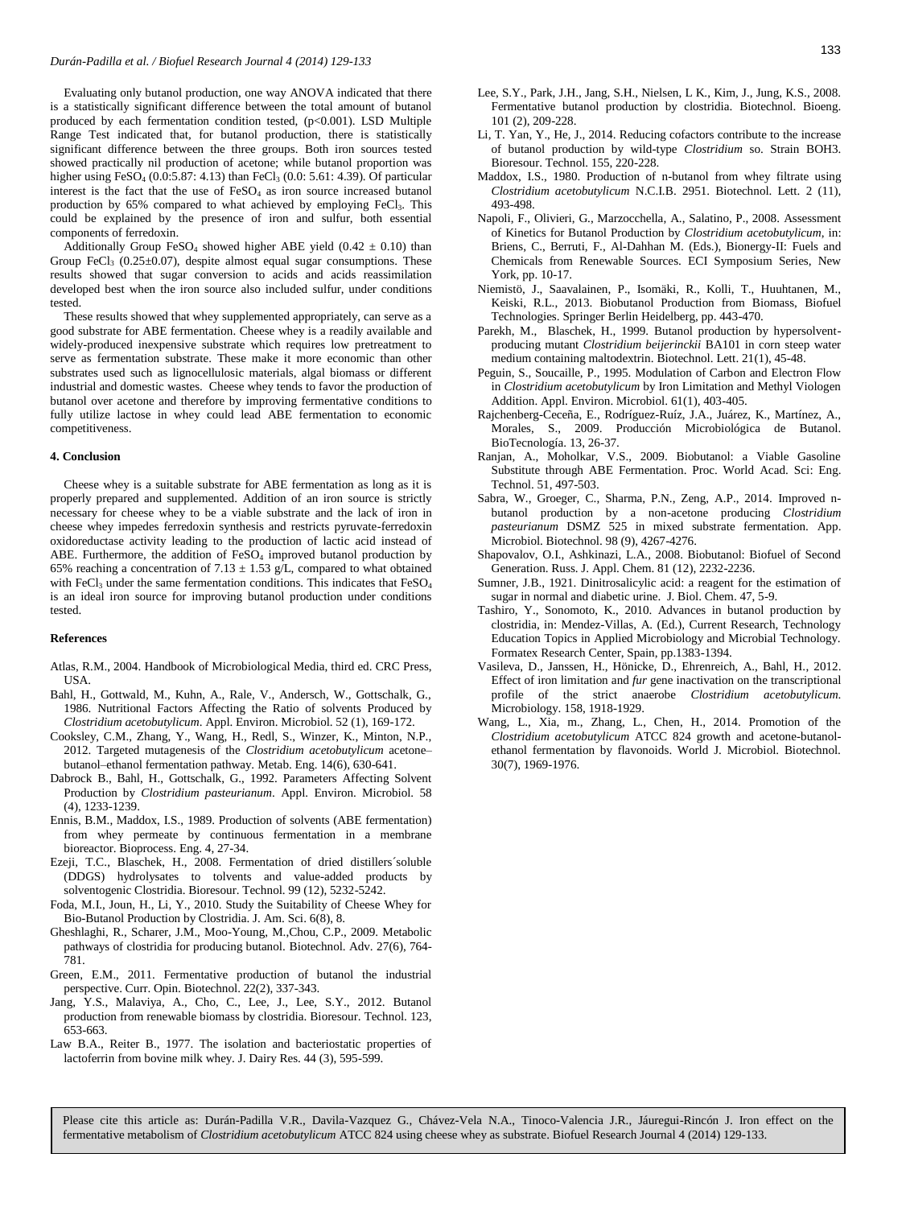Evaluating only butanol production, one way ANOVA indicated that there is a statistically significant difference between the total amount of butanol produced by each fermentation condition tested, ($p<0.001$). LSD Multiple Range Test indicated that, for butanol production, there is statistically significant difference between the three groups. Both iron sources tested showed practically nil production of acetone; while butanol proportion was higher using $FeSO_4$ (0.0:5.87: 4.13) than $FeCl_3$ (0.0: 5.61: 4.39). Of particular interest is the fact that the use of $FeSO_4$ as iron source increased butanol production by 65% compared to what achieved by employing $FeCl_3$. This could be explained by the presence of iron and sulfur, both essential components of ferredoxin.

Additionally Group $FeSO_4$ showed higher ABE yield (0.42 ± 0.10) than Group $FeCl_3$ (0.25±0.07), despite almost equal sugar consumptions. These results showed that sugar conversion to acids and acids reassimilation developed best when the iron source also included sulfur, under conditions tested.

These results showed that whey supplemented appropriately, can serve as a good substrate for ABE fermentation. Cheese whey is a readily available and widely-produced inexpensive substrate which requires low pretreatment to serve as fermentation substrate. These make it more economic than other substrates used such as lignocellulosic materials, algal biomass or different industrial and domestic wastes. Cheese whey tends to favor the production of butanol over acetone and therefore by improving fermentative conditions to fully utilize lactose in whey could lead ABE fermentation to economic competitiveness.

#### 4. Conclusion

Cheese whey is a suitable substrate for ABE fermentation as long as it is properly prepared and supplemented. Addition of an iron source is strictly necessary for cheese whey to be a viable substrate and the lack of iron in cheese whey impedes ferredoxin synthesis and restricts pyruvate-ferredoxin oxidoreductase activity leading to the production of lactic acid instead of ABE. Furthermore, the addition of $FeSO_4$ improved butanol production by 65% reaching a concentration of 7.13 ± 1.53 g/L, compared to what obtained with $FeCl_3$ under the same fermentation conditions. This indicates that $FeSO_4$ is an ideal iron source for improving butanol production under conditions tested.

#### References

Atlas, R.M., 2004. Handbook of Microbiological Media, third ed. CRC Press, USA.

Bahl, H., Gottwald, M., Kuhn, A., Rale, V., Andersch, W., Gottschalk, G., 1986. Nutritional Factors Affecting the Ratio of solvents Produced by *Clostridium acetobutylicum*. Appl. Environ. Microbiol. 52 (1), 169-172.

Cooksley, C.M., Zhang, Y., Wang, H., Redl, S., Winzer, K., Minton, N.P., 2012. Targeted mutagenesis of the *Clostridium acetobutylicum* acetone–butanol–ethanol fermentation pathway. Metab. Eng. 14(6), 630-641.

Dabrock B., Bahl, H., Gottschalk, G., 1992. Parameters Affecting Solvent Production by *Clostridium pasteurianum*. Appl. Environ. Microbiol. 58 (4), 1233-1239.

Ennis, B.M., Maddox, I.S., 1989. Production of solvents (ABE fermentation) from whey permeate by continuous fermentation in a membrane bioreactor. Bioprocess. Eng. 4, 27-34.

Ezeji, T.C., Blaschek, H., 2008. Fermentation of dried distillers´soluble (DDGS) hydrolysates to tolvents and value-added products by solventogenic Clostridia. Bioresour. Technol. 99 (12), 5232-5242.

Foda, M.I., Joun, H., Li, Y., 2010. Study the Suitability of Cheese Whey for Bio-Butanol Production by Clostridia. J. Am. Sci. 6(8), 8.

Gheshlaghi, R., Scharer, J.M., Moo-Young, M.,Chou, C.P., 2009. Metabolic pathways of clostridia for producing butanol. Biotechnol. Adv. 27(6), 764-781.

Green, E.M., 2011. Fermentative production of butanol the industrial perspective. Curr. Opin. Biotechnol. 22(2), 337-343.

Jang, Y.S., Malaviya, A., Cho, C., Lee, J., Lee, S.Y., 2012. Butanol production from renewable biomass by clostridia. Bioresour. Technol. 123, 653-663.

Law B.A., Reiter B., 1977. The isolation and bacteriostatic properties of lactoferrin from bovine milk whey. J. Dairy Res. 44 (3), 595-599.

Lee, S.Y., Park, J.H., Jang, S.H., Nielsen, L K., Kim, J., Jung, K.S., 2008. Fermentative butanol production by clostridia. Biotechnol. Bioeng. 101 (2), 209-228.

Li, T. Yan, Y., He, J., 2014. Reducing cofactors contribute to the increase of butanol production by wild-type *Clostridium* so. Strain BOH3. Bioresour. Technol. 155, 220-228.

Maddox, I.S., 1980. Production of n-butanol from whey filtrate using *Clostridium acetobutylicum* N.C.I.B. 2951. Biotechnol. Lett. 2 (11), 493-498.

Napoli, F., Olivieri, G., Marzocchella, A., Salatino, P., 2008. Assessment of Kinetics for Butanol Production by *Clostridium acetobutylicum*, in: Briens, C., Berruti, F., Al-Dahhan M. (Eds.), Bionergy-II: Fuels and Chemicals from Renewable Sources. ECI Symposium Series, New York, pp. 10-17.

Niemistö, J., Saavalainen, P., Isomäki, R., Kolli, T., Huuhtanen, M., Keiski, R.L., 2013. Biobutanol Production from Biomass, Biofuel Technologies. Springer Berlin Heidelberg, pp. 443-470.

Parekh, M., Blaschek, H., 1999. Butanol production by hypersolvent-producing mutant *Clostridium beijerinckii* BA101 in corn steep water medium containing maltodextrin. Biotechnol. Lett. 21(1), 45-48.

Peguin, S., Soucaille, P., 1995. Modulation of Carbon and Electron Flow in *Clostridium acetobutylicum* by Iron Limitation and Methyl Viologen Addition. Appl. Environ. Microbiol. 61(1), 403-405.

Rajchenberg-Ceceña, E., Rodríguez-Ruíz, J.A., Juárez, K., Martínez, A., Morales, S., 2009. Producción Microbiológica de Butanol. BioTecnología. 13, 26-37.

Ranjan, A., Moholkar, V.S., 2009. Biobutanol: a Viable Gasoline Substitute through ABE Fermentation. Proc. World Acad. Sci: Eng. Technol. 51, 497-503.

Sabra, W., Groeger, C., Sharma, P.N., Zeng, A.P., 2014. Improved n-butanol production by a non-acetone producing *Clostridium pasteurianum* DSMZ 525 in mixed substrate fermentation. App. Microbiol. Biotechnol. 98 (9), 4267-4276.

Shapovalov, O.I., Ashkinazi, L.A., 2008. Biobutanol: Biofuel of Second Generation. Russ. J. Appl. Chem. 81 (12), 2232-2236.

Sumner, J.B., 1921. Dinitrosalicylic acid: a reagent for the estimation of sugar in normal and diabetic urine. J. Biol. Chem. 47, 5-9.

Tashiro, Y., Sonomoto, K., 2010. Advances in butanol production by clostridia, in: Mendez-Villas, A. (Ed.), Current Research, Technology Education Topics in Applied Microbiology and Microbial Technology. Formatex Research Center, Spain, pp.1383-1394.

Vasileva, D., Janssen, H., Hönicke, D., Ehrenreich, A., Bahl, H., 2012. Effect of iron limitation and *fur* gene inactivation on the transcriptional profile of the strict anaerobe *Clostridium acetobutylicum*. Microbiology. 158, 1918-1929.

Wang, L., Xia, m., Zhang, L., Chen, H., 2014. Promotion of the *Clostridium acetobutylicum* ATCC 824 growth and acetone-butanol-ethanol fermentation by flavonoids. World J. Microbiol. Biotechnol. 30(7), 1969-1976.

Please cite this article as: Durán-Padilla V.R., Davila-Vazquez G., Chávez-Vela N.A., Tinoco-Valencia J.R., Jáuregui-Rincón J. Iron effect on the fermentative metabolism of *Clostridium acetobutylicum* ATCC 824 using cheese whey as substrate. Biofuel Research Journal 4 (2014) 129-133.